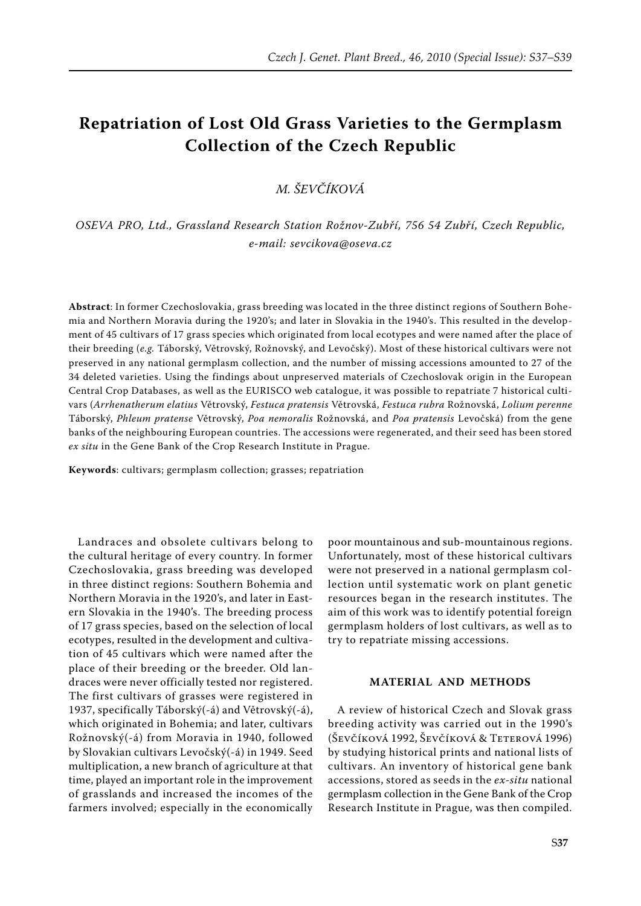# Repatriation of Lost Old Grass Varieties to the Germplasm Collection of the Czech Republic

*M. Ševčíková*

*OSEVA PRO, Ltd., Grassland Research Station Rožnov-Zubří, 756 54 Zubří, Czech Republic, e-mail: sevcikova@oseva.cz*

**Abstract**: In former Czechoslovakia, grass breeding was located in the three distinct regions of Southern Bohemia and Northern Moravia during the 1920's; and later in Slovakia in the 1940's. This resulted in the development of 45 cultivars of 17 grass species which originated from local ecotypes and were named after the place of their breeding (*e.g.* Táborský, Větrovský, Rožnovský, and Levočský). Most of these historical cultivars were not preserved in any national germplasm collection, and the number of missing accessions amounted to 27 of the 34 deleted varieties. Using the findings about unpreserved materials of Czechoslovak origin in the European Central Crop Databases, as well as the EURISCO web catalogue, it was possible to repatriate 7 historical cultivars (*Arrhenatherum elatius* Větrovský, *Festuca pratensis* Větrovská, *Festuca rubra* Rožnovská, *Lolium perenne* Táborský, *Phleum pratense* Větrovský, *Poa nemoralis* Rožnovská, and *Poa pratensis* Levočská) from the gene banks of the neighbouring European countries. The accessions were regenerated, and their seed has been stored *ex situ* in the Gene Bank of the Crop Research Institute in Prague.

**Keywords**: cultivars; germplasm collection; grasses; repatriation

Landraces and obsolete cultivars belong to the cultural heritage of every country. In former Czechoslovakia, grass breeding was developed in three distinct regions: Southern Bohemia and Northern Moravia in the 1920's, and later in Eastern Slovakia in the 1940's. The breeding process of 17 grass species, based on the selection of local ecotypes, resulted in the development and cultivation of 45 cultivars which were named after the place of their breeding or the breeder. Old landraces were never officially tested nor registered. The first cultivars of grasses were registered in 1937, specifically Táborský(-á) and Větrovský(-á), which originated in Bohemia; and later, cultivars Rožnovský(-á) from Moravia in 1940, followed by Slovakian cultivars Levočský(-á) in 1949. Seed multiplication, a new branch of agriculture at that time, played an important role in the improvement of grasslands and increased the incomes of the farmers involved; especially in the economically poor mountainous and sub-mountainous regions. Unfortunately, most of these historical cultivars were not preserved in a national germplasm collection until systematic work on plant genetic resources began in the research institutes. The aim of this work was to identify potential foreign germplasm holders of lost cultivars, as well as to try to repatriate missing accessions.

## MATERIAL AND METHODS

A review of historical Czech and Slovak grass breeding activity was carried out in the 1990's (Ševčíková 1992, Ševčíková & Teterová 1996) by studying historical prints and national lists of cultivars. An inventory of historical gene bank accessions, stored as seeds in the *ex-situ* national germplasm collection in the Gene Bank of the Crop Research Institute in Prague, was then compiled.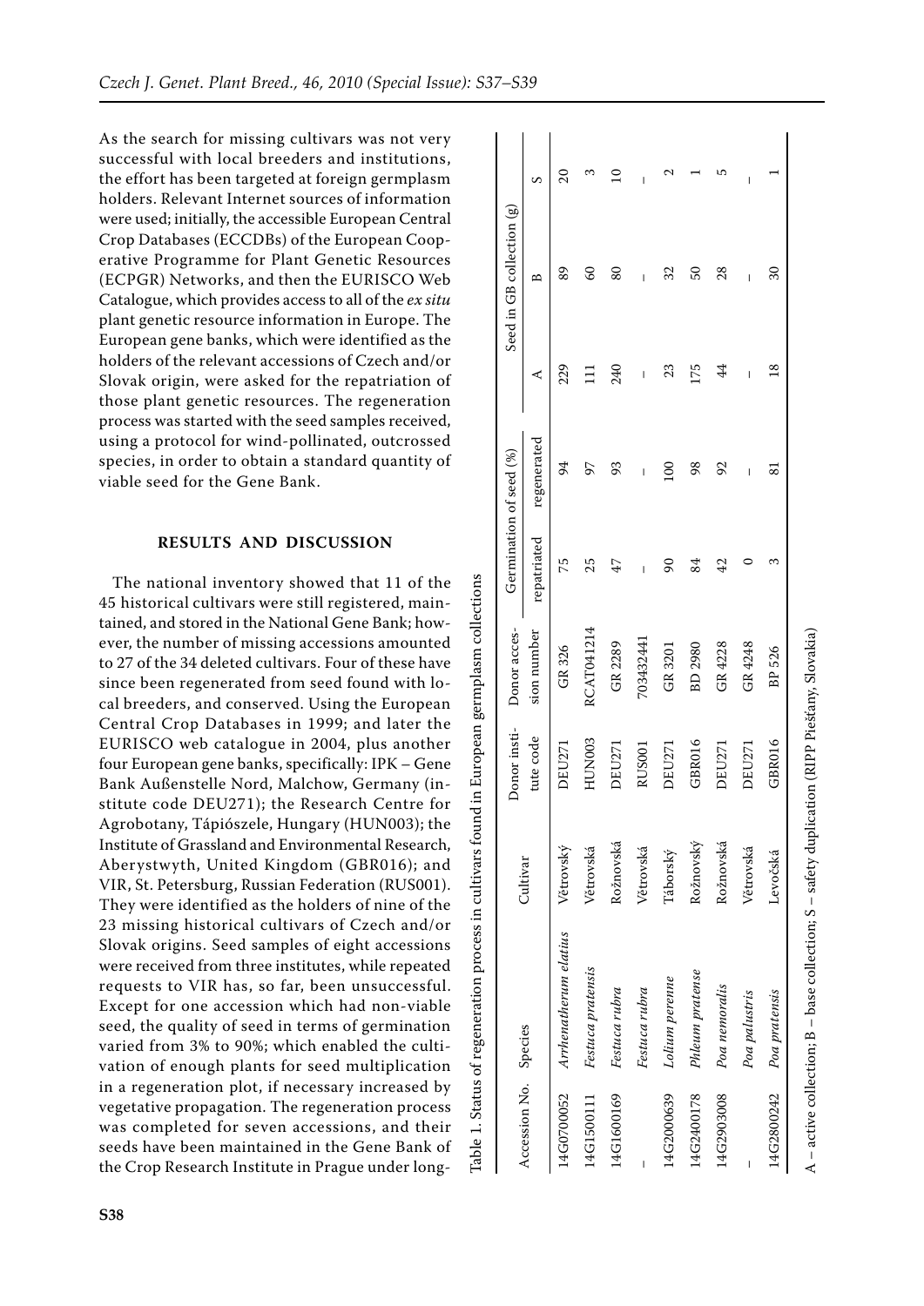As the search for missing cultivars was not very successful with local breeders and institutions, the effort has been targeted at foreign germplasm holders. Relevant Internet sources of information were used; initially, the accessible European Central Crop Databases (ECCDBs) of the European Cooperative Programme for Plant Genetic Resources (ECPGR) Networks, and then the EURISCO Web Catalogue, which provides access to all of the *ex situ* plant genetic resource information in Europe. The European gene banks, which were identified as the holders of the relevant accessions of Czech and/or Slovak origin, were asked for the repatriation of those plant genetic resources. The regeneration process was started with the seed samples received, using a protocol for wind-pollinated, outcrossed species, in order to obtain a standard quantity of viable seed for the Gene Bank.

## RESULTS AND DISCUSSION

The national inventory showed that 11 of the 45 historical cultivars were still registered, maintained, and stored in the National Gene Bank; however, the number of missing accessions amounted to 27 of the 34 deleted cultivars. Four of these have since been regenerated from seed found with local breeders, and conserved. Using the European Central Crop Databases in 1999; and later the EURISCO web catalogue in 2004, plus another four European gene banks, specifically: IPK – Gene Bank Außenstelle Nord, Malchow, Germany (institute code DEU271); the Research Centre for Agrobotany, Tápiószele, Hungary (HUN003); the Institute of Grassland and Environmental Research, Aberystwyth, United Kingdom (GBR016); and VIR, St. Petersburg, Russian Federation (RUS001). They were identified as the holders of nine of the 23 missing historical cultivars of Czech and/or Slovak origins. Seed samples of eight accessions were received from three institutes, while repeated requests to VIR has, so far, been unsuccessful. Except for one accession which had non-viable seed, the quality of seed in terms of germination varied from 3% to 90%; which enabled the cultivation of enough plants for seed multiplication in a regeneration plot, if necessary increased by vegetative propagation. The regeneration process was completed for seven accessions, and their seeds have been maintained in the Gene Bank of the Crop Research Institute in Prague under long-

Table 1. Status of regeneration process in cultivars found in European germplasm collections

| Accession No. | Species | Cultivar | Donor institute code | Donor accession number | Germination of seed (%) | | Seed in GB collection (g) | | |
|---|---|---|---|---|---|---|---|---|---|
| | | | | | repatriated | regenerated | A | B | S |
| 14G0700052 | *Arrhenatherum elatius* | Větrovský | DEU271 | GR 326 | 75 | 94 | 229 | 89 | 20 |
| 14G1500111 | *Festuca pratensis* | Větrovská | HUN003 | RCAT041214 | 25 | 97 | 111 | 60 | 3 |
| 14G1600169 | *Festuca rubra* | Rožnovská | DEU271 | GR 2289 | 47 | 93 | 240 | 80 | 10 |
| – | *Festuca rubra* | Větrovská | RUS001 | 703432441 | – | – | – | – | – |
| 14G2000639 | *Lolium perenne* | Táborský | DEU271 | GR 3201 | 90 | 100 | 23 | 32 | 2 |
| 14G2400178 | *Phleum pratense* | Rožnovský | GBR016 | BD 2980 | 84 | 98 | 175 | 50 | 1 |
| 14G2903008 | *Poa nemoralis* | Rožnovská | DEU271 | GR 4228 | 42 | 92 | 44 | 28 | 5 |
| – | *Poa palustris* | Větrovská | DEU271 | GR 4248 | 0 | – | – | – | – |
| 14G2800242 | *Poa pratensis* | Levočská | GBR016 | BP 526 | 3 | 81 | 18 | 30 | 1 |

A – active collection; B – base collection; S – safety duplication (RIPP Piešťany, Slovakia)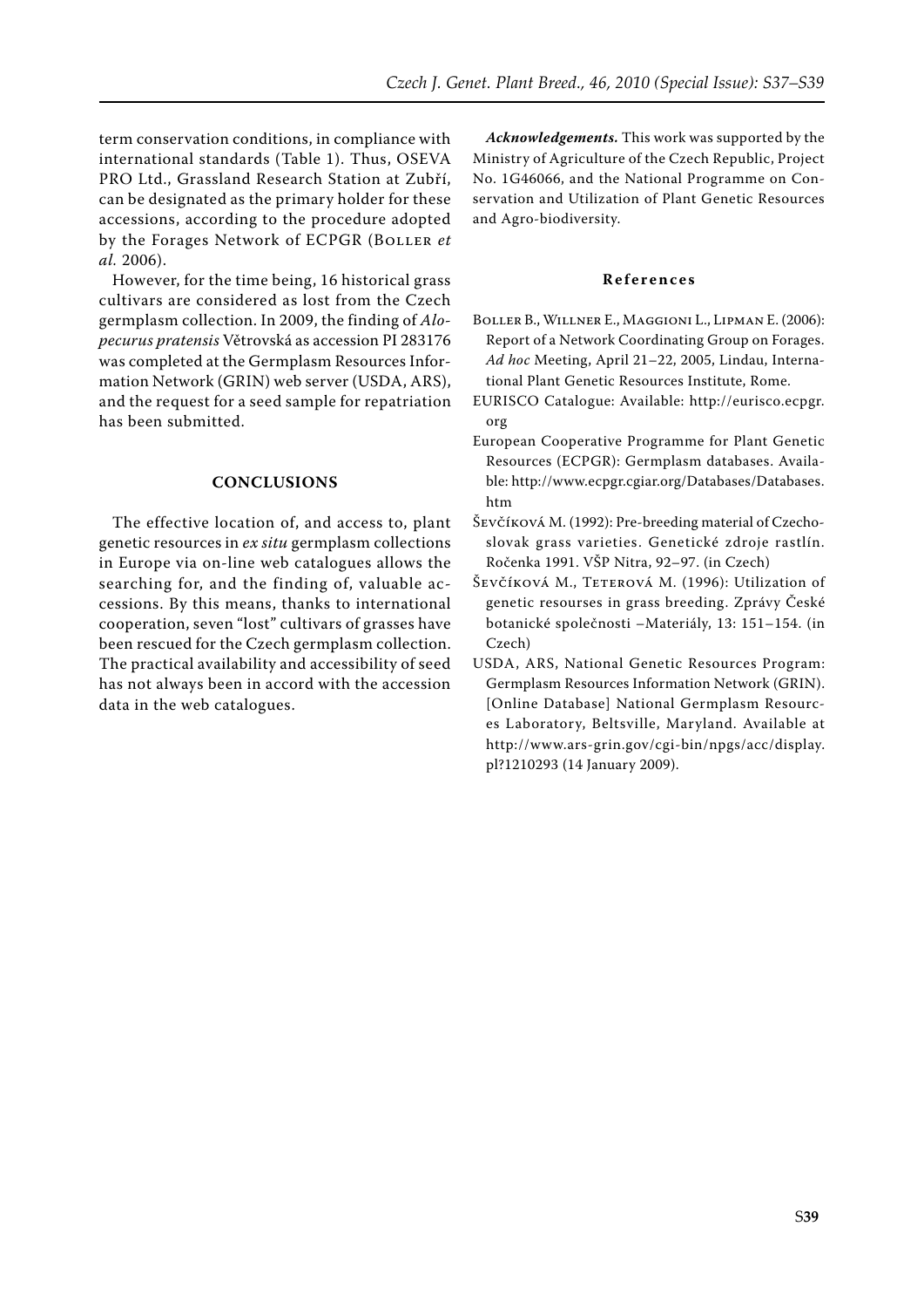term conservation conditions, in compliance with international standards (Table 1). Thus, OSEVA PRO Ltd., Grassland Research Station at Zubří, can be designated as the primary holder for these accessions, according to the procedure adopted by the Forages Network of ECPGR (Boller *et al.* 2006).

However, for the time being, 16 historical grass cultivars are considered as lost from the Czech germplasm collection. In 2009, the finding of *Alopecurus pratensis* Větrovská as accession PI 283176 was completed at the Germplasm Resources Information Network (GRIN) web server (USDA, ARS), and the request for a seed sample for repatriation has been submitted.

## CONCLUSIONS

The effective location of, and access to, plant genetic resources in *ex situ* germplasm collections in Europe via on-line web catalogues allows the searching for, and the finding of, valuable accessions. By this means, thanks to international cooperation, seven "lost" cultivars of grasses have been rescued for the Czech germplasm collection. The practical availability and accessibility of seed has not always been in accord with the accession data in the web catalogues.

***Acknowledgements.*** This work was supported by the Ministry of Agriculture of the Czech Republic, Project No. 1G46066, and the National Programme on Conservation and Utilization of Plant Genetic Resources and Agro-biodiversity.

## References

Boller B., Willner E., Maggioni L., Lipman E. (2006): Report of a Network Coordinating Group on Forages. *Ad hoc* Meeting, April 21–22, 2005, Lindau, International Plant Genetic Resources Institute, Rome.

EURISCO Catalogue: Available: http://eurisco.ecpgr.org

European Cooperative Programme for Plant Genetic Resources (ECPGR): Germplasm databases. Available: http://www.ecpgr.cgiar.org/Databases/Databases.htm

Ševčíková M. (1992): Pre-breeding material of Czechoslovak grass varieties. Genetické zdroje rastlín. Ročenka 1991. VŠP Nitra, 92–97. (in Czech)

Ševčíková M., Teterová M. (1996): Utilization of genetic resourses in grass breeding. Zprávy České botanické společnosti –Materiály, 13: 151–154. (in Czech)

USDA, ARS, National Genetic Resources Program: Germplasm Resources Information Network (GRIN). [Online Database] National Germplasm Resources Laboratory, Beltsville, Maryland. Available at http://www.ars-grin.gov/cgi-bin/npgs/acc/display.pl?1210293 (14 January 2009).